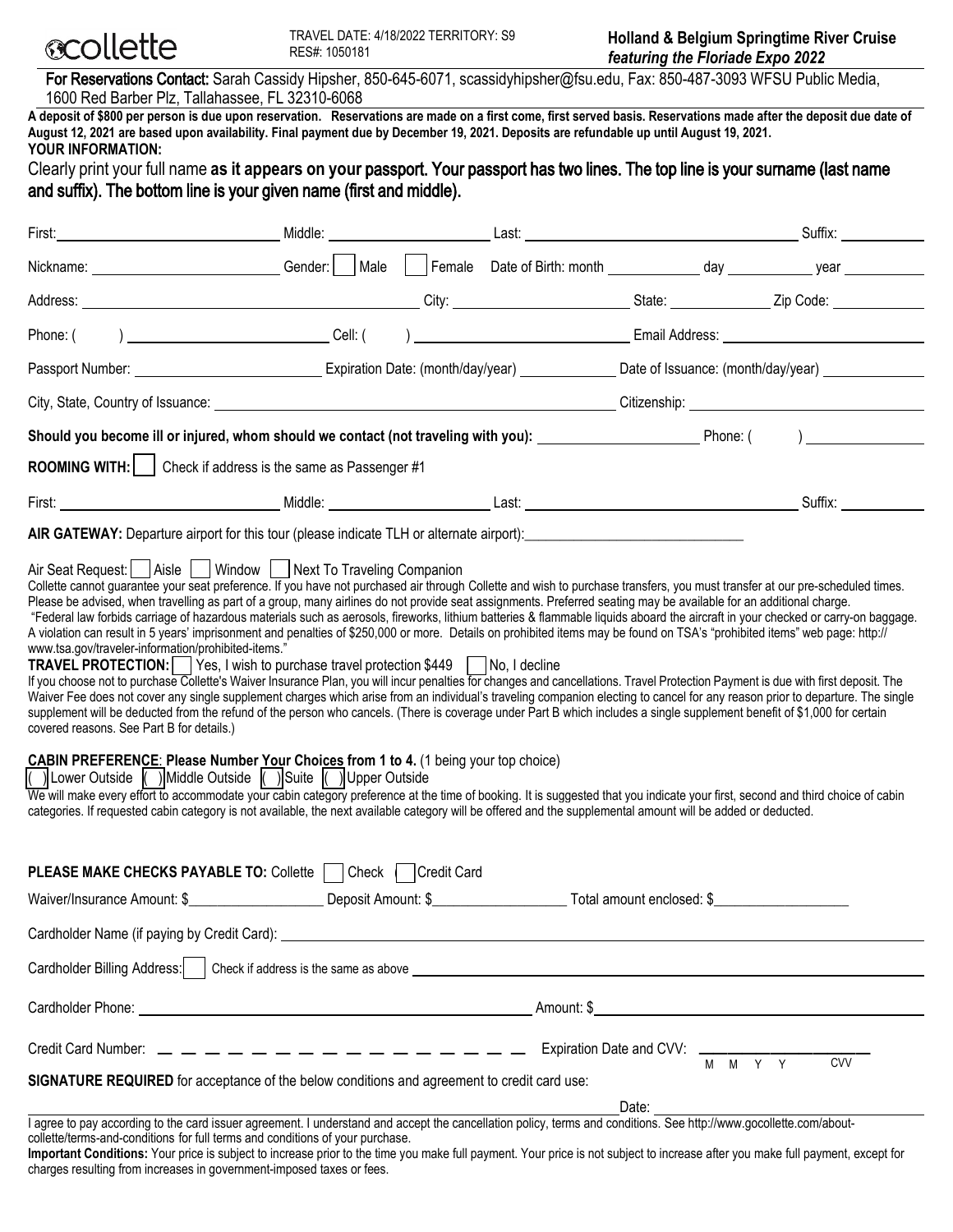collette

TRAVEL DATE: 4/18/2022 TERRITORY: S9
RES#: 1050181

**Holland & Belgium Springtime River Cruise**
***featuring the Floriade Expo 2022***

For Reservations Contact: Sarah Cassidy Hipsher, 850-645-6071, scassidyhipsher@fsu.edu, Fax: 850-487-3093 WFSU Public Media, 1600 Red Barber Plz, Tallahassee, FL 32310-6068

**A deposit of $800 per person is due upon reservation. Reservations are made on a first come, first served basis. Reservations made after the deposit due date of August 12, 2021 are based upon availability. Final payment due by December 19, 2021. Deposits are refundable up until August 19, 2021.**

**YOUR INFORMATION:**

Clearly print your full name **as it appears on your passport. Your passport has two lines. The top line is your surname (last name and suffix). The bottom line is your given name (first and middle).**

First: ____________ Middle: ____________ Last: ____________ Suffix: ____________

Nickname: ____________ Gender: [ ] Male [ ] Female Date of Birth: month ________ day ________ year ________

Address: ____________ City: ____________ State: ____________ Zip Code: ____________

Phone: ( ) ____________ Cell: ( ) ____________ Email Address: ____________

Passport Number: ____________ Expiration Date: (month/day/year) ____________ Date of Issuance: (month/day/year) ____________

City, State, Country of Issuance: ____________ Citizenship: ____________

**Should you become ill or injured, whom should we contact (not traveling with you):** ____________ Phone: ( ) ____________

**ROOMING WITH:** [ ] Check if address is the same as Passenger #1

First: ____________ Middle: ____________ Last: ____________ Suffix: ____________

**AIR GATEWAY:** Departure airport for this tour (please indicate TLH or alternate airport): ____________

Air Seat Request: [ ] Aisle [ ] Window [ ] Next To Traveling Companion

Collette cannot guarantee your seat preference. If you have not purchased air through Collette and wish to purchase transfers, you must transfer at our pre-scheduled times. Please be advised, when travelling as part of a group, many airlines do not provide seat assignments. Preferred seating may be available for an additional charge.

"Federal law forbids carriage of hazardous materials such as aerosols, fireworks, lithium batteries & flammable liquids aboard the aircraft in your checked or carry-on baggage. A violation can result in 5 years' imprisonment and penalties of $250,000 or more. Details on prohibited items may be found on TSA's "prohibited items" web page: http://www.tsa.gov/traveler-information/prohibited-items."

**TRAVEL PROTECTION:** [ ] Yes, I wish to purchase travel protection $449 [ ] No, I decline

If you choose not to purchase Collette's Waiver Insurance Plan, you will incur penalties for changes and cancellations. Travel Protection Payment is due with first deposit. The Waiver Fee does not cover any single supplement charges which arise from an individual's traveling companion electing to cancel for any reason prior to departure. The single supplement will be deducted from the refund of the person who cancels. (There is coverage under Part B which includes a single supplement benefit of $1,000 for certain covered reasons. See Part B for details.)

**CABIN PREFERENCE**: **Please Number Your Choices from 1 to 4.** (1 being your top choice)

( ) Lower Outside ( ) Middle Outside ( ) Suite ( ) Upper Outside

We will make every effort to accommodate your cabin category preference at the time of booking. It is suggested that you indicate your first, second and third choice of cabin categories. If requested cabin category is not available, the next available category will be offered and the supplemental amount will be added or deducted.

**PLEASE MAKE CHECKS PAYABLE TO:** Collette [ ] Check [ ] Credit Card

Waiver/Insurance Amount: $____________ Deposit Amount: $____________ Total amount enclosed: $____________

Cardholder Name (if paying by Credit Card): ____________

Cardholder Billing Address: [ ] Check if address is the same as above ____________

Cardholder Phone: ____________ Amount: $____________

Credit Card Number: _ _ _ _ _ _ _ _ _ _ _ _ _ _ _ _ Expiration Date and CVV: ____________ M M Y Y CVV

**SIGNATURE REQUIRED** for acceptance of the below conditions and agreement to credit card use:

____________ Date: ____________

I agree to pay according to the card issuer agreement. I understand and accept the cancellation policy, terms and conditions. See http://www.gocollette.com/about-collette/terms-and-conditions for full terms and conditions of your purchase.

**Important Conditions:** Your price is subject to increase prior to the time you make full payment. Your price is not subject to increase after you make full payment, except for charges resulting from increases in government-imposed taxes or fees.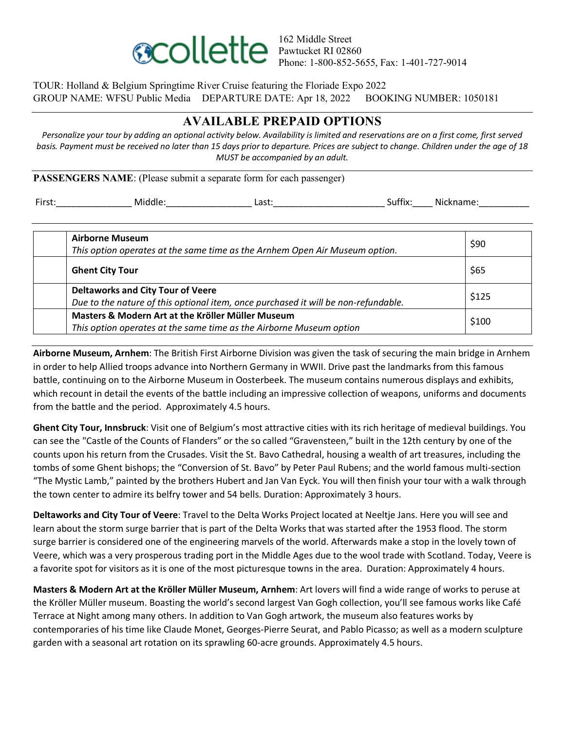collette

162 Middle Street
Pawtucket RI 02860
Phone: 1-800-852-5655, Fax: 1-401-727-9014

TOUR: Holland & Belgium Springtime River Cruise featuring the Floriade Expo 2022
GROUP NAME: WFSU Public Media DEPARTURE DATE: Apr 18, 2022 BOOKING NUMBER: 1050181

## AVAILABLE PREPAID OPTIONS

*Personalize your tour by adding an optional activity below. Availability is limited and reservations are on a first come, first served basis. Payment must be received no later than 15 days prior to departure. Prices are subject to change. Children under the age of 18 MUST be accompanied by an adult.*

**PASSENGERS NAME**: (Please submit a separate form for each passenger)

First:_______________ Middle:_________________ Last:______________________ Suffix:____ Nickname:__________

| | | |
|---|---|---|
| | **Airborne Museum**<br>*This option operates at the same time as the Arnhem Open Air Museum option.* | $90 |
| | **Ghent City Tour** | $65 |
| | **Deltaworks and City Tour of Veere**<br>*Due to the nature of this optional item, once purchased it will be non-refundable.* | $125 |
| | **Masters & Modern Art at the Kröller Müller Museum**<br>*This option operates at the same time as the Airborne Museum option* | $100 |

**Airborne Museum, Arnhem**: The British First Airborne Division was given the task of securing the main bridge in Arnhem in order to help Allied troops advance into Northern Germany in WWII. Drive past the landmarks from this famous battle, continuing on to the Airborne Museum in Oosterbeek. The museum contains numerous displays and exhibits, which recount in detail the events of the battle including an impressive collection of weapons, uniforms and documents from the battle and the period. Approximately 4.5 hours.

**Ghent City Tour, Innsbruck**: Visit one of Belgium's most attractive cities with its rich heritage of medieval buildings. You can see the "Castle of the Counts of Flanders" or the so called "Gravensteen," built in the 12th century by one of the counts upon his return from the Crusades. Visit the St. Bavo Cathedral, housing a wealth of art treasures, including the tombs of some Ghent bishops; the "Conversion of St. Bavo" by Peter Paul Rubens; and the world famous multi-section "The Mystic Lamb," painted by the brothers Hubert and Jan Van Eyck. You will then finish your tour with a walk through the town center to admire its belfry tower and 54 bells. Duration: Approximately 3 hours.

**Deltaworks and City Tour of Veere**: Travel to the Delta Works Project located at Neeltje Jans. Here you will see and learn about the storm surge barrier that is part of the Delta Works that was started after the 1953 flood. The storm surge barrier is considered one of the engineering marvels of the world. Afterwards make a stop in the lovely town of Veere, which was a very prosperous trading port in the Middle Ages due to the wool trade with Scotland. Today, Veere is a favorite spot for visitors as it is one of the most picturesque towns in the area. Duration: Approximately 4 hours.

**Masters & Modern Art at the Kröller Müller Museum, Arnhem**: Art lovers will find a wide range of works to peruse at the Kröller Müller museum. Boasting the world's second largest Van Gogh collection, you'll see famous works like Café Terrace at Night among many others. In addition to Van Gogh artwork, the museum also features works by contemporaries of his time like Claude Monet, Georges-Pierre Seurat, and Pablo Picasso; as well as a modern sculpture garden with a seasonal art rotation on its sprawling 60-acre grounds. Approximately 4.5 hours.